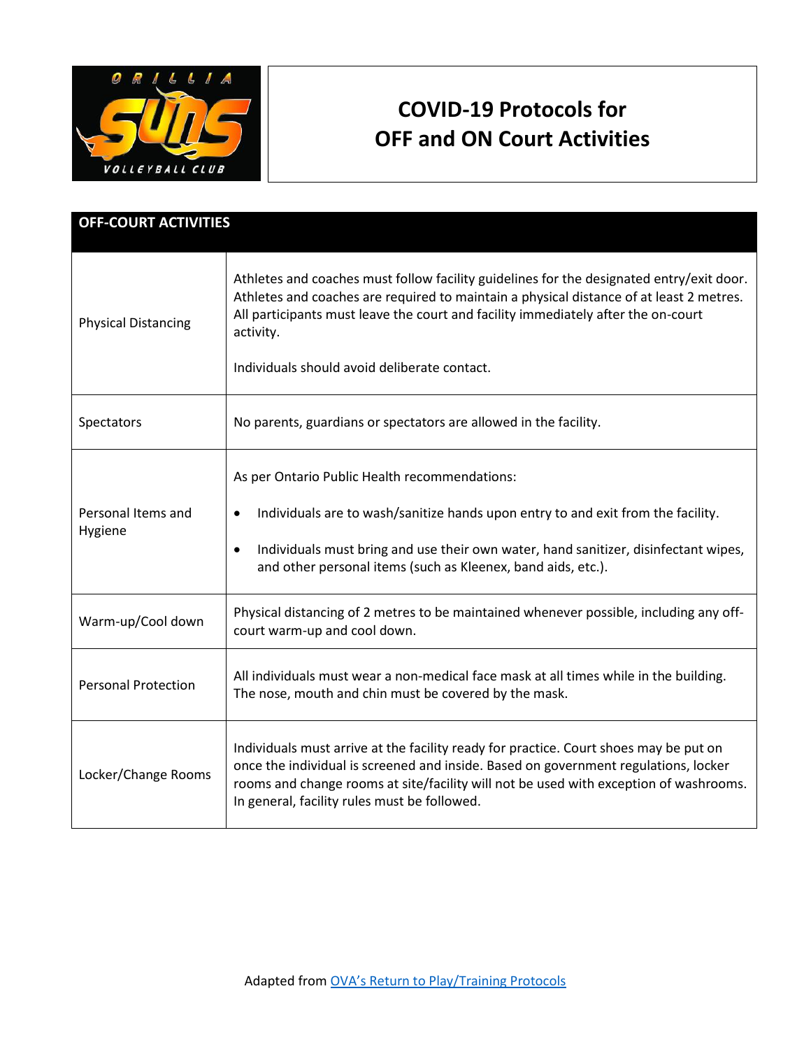# COVID-19 Protocols for OFF and ON Court Activities

| OFF-COURT ACTIVITIES | |
|---|---|
| Physical Distancing | Athletes and coaches must follow facility guidelines for the designated entry/exit door. Athletes and coaches are required to maintain a physical distance of at least 2 metres. All participants must leave the court and facility immediately after the on-court activity.<br><br>Individuals should avoid deliberate contact. |
| Spectators | No parents, guardians or spectators are allowed in the facility. |
| Personal Items and Hygiene | As per Ontario Public Health recommendations:<br><br>• Individuals are to wash/sanitize hands upon entry to and exit from the facility.<br><br>• Individuals must bring and use their own water, hand sanitizer, disinfectant wipes, and other personal items (such as Kleenex, band aids, etc.). |
| Warm-up/Cool down | Physical distancing of 2 metres to be maintained whenever possible, including any off-court warm-up and cool down. |
| Personal Protection | All individuals must wear a non-medical face mask at all times while in the building. The nose, mouth and chin must be covered by the mask. |
| Locker/Change Rooms | Individuals must arrive at the facility ready for practice. Court shoes may be put on once the individual is screened and inside. Based on government regulations, locker rooms and change rooms at site/facility will not be used with exception of washrooms. In general, facility rules must be followed. |

Adapted from [OVA's Return to Play/Training Protocols]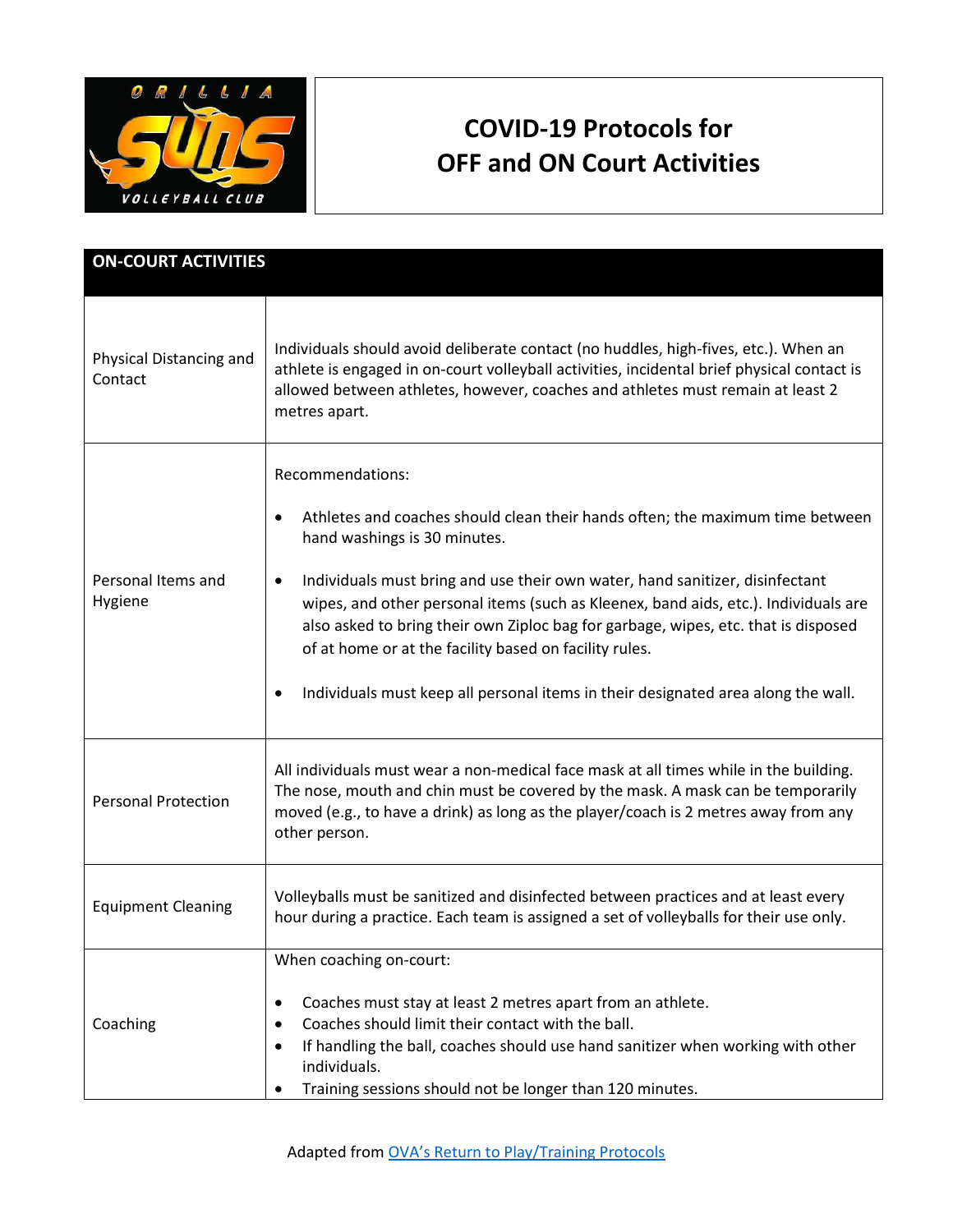# COVID-19 Protocols for OFF and ON Court Activities

| ON-COURT ACTIVITIES | |
|---|---|
| Physical Distancing and Contact | Individuals should avoid deliberate contact (no huddles, high-fives, etc.). When an athlete is engaged in on-court volleyball activities, incidental brief physical contact is allowed between athletes, however, coaches and athletes must remain at least 2 metres apart. |
| Personal Items and Hygiene | Recommendations:<br>• Athletes and coaches should clean their hands often; the maximum time between hand washings is 30 minutes.<br>• Individuals must bring and use their own water, hand sanitizer, disinfectant wipes, and other personal items (such as Kleenex, band aids, etc.). Individuals are also asked to bring their own Ziploc bag for garbage, wipes, etc. that is disposed of at home or at the facility based on facility rules.<br>• Individuals must keep all personal items in their designated area along the wall. |
| Personal Protection | All individuals must wear a non-medical face mask at all times while in the building. The nose, mouth and chin must be covered by the mask. A mask can be temporarily moved (e.g., to have a drink) as long as the player/coach is 2 metres away from any other person. |
| Equipment Cleaning | Volleyballs must be sanitized and disinfected between practices and at least every hour during a practice. Each team is assigned a set of volleyballs for their use only. |
| Coaching | When coaching on-court:<br>• Coaches must stay at least 2 metres apart from an athlete.<br>• Coaches should limit their contact with the ball.<br>• If handling the ball, coaches should use hand sanitizer when working with other individuals.<br>• Training sessions should not be longer than 120 minutes. |

Adapted from OVA's Return to Play/Training Protocols